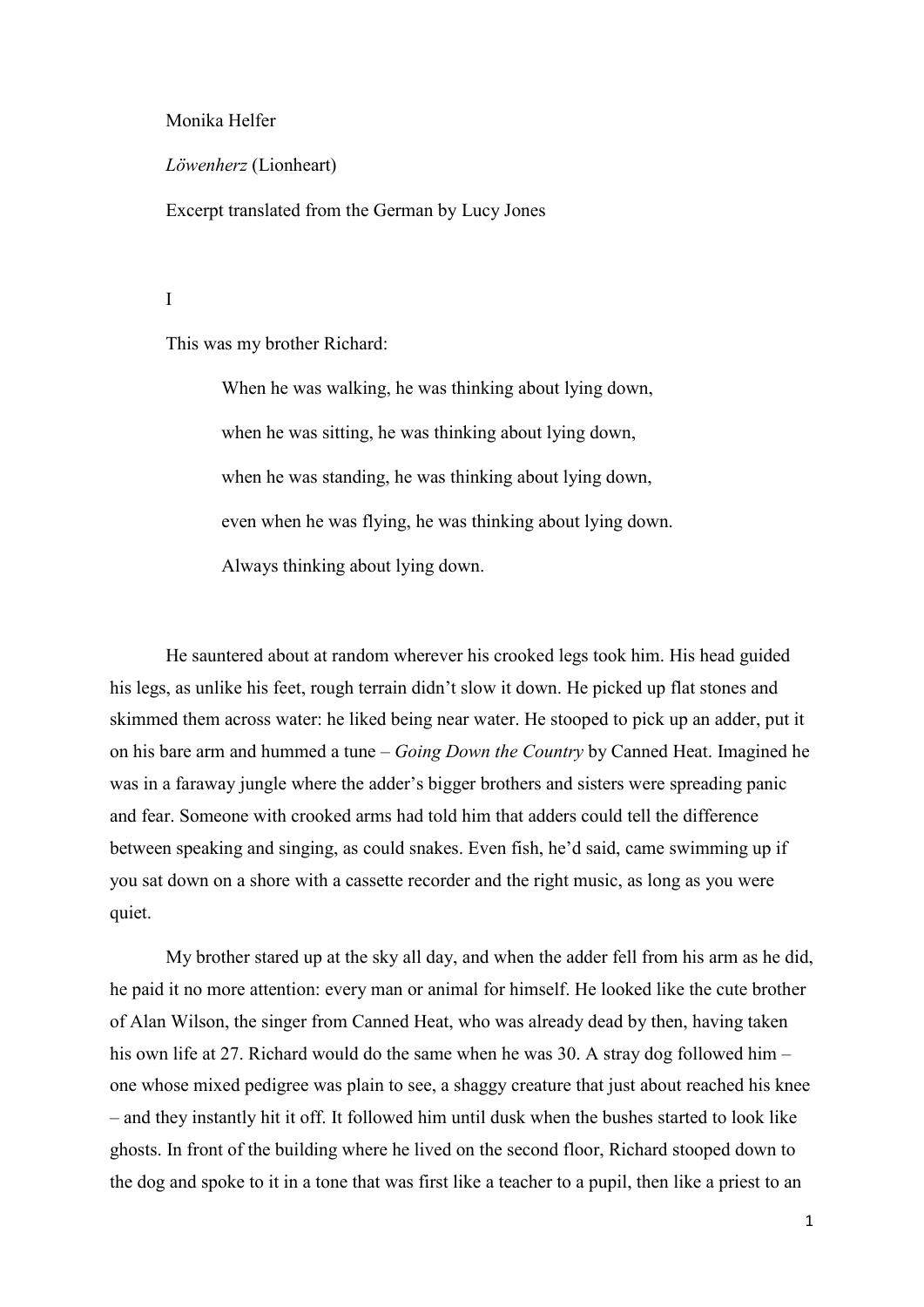Monika Helfer

*Löwenherz* (Lionheart)

Excerpt translated from the German by Lucy Jones

I

This was my brother Richard:

> When he was walking, he was thinking about lying down,
>
> when he was sitting, he was thinking about lying down,
>
> when he was standing, he was thinking about lying down,
>
> even when he was flying, he was thinking about lying down.
>
> Always thinking about lying down.

He sauntered about at random wherever his crooked legs took him. His head guided his legs, as unlike his feet, rough terrain didn't slow it down. He picked up flat stones and skimmed them across water: he liked being near water. He stooped to pick up an adder, put it on his bare arm and hummed a tune – *Going Down the Country* by Canned Heat. Imagined he was in a faraway jungle where the adder's bigger brothers and sisters were spreading panic and fear. Someone with crooked arms had told him that adders could tell the difference between speaking and singing, as could snakes. Even fish, he'd said, came swimming up if you sat down on a shore with a cassette recorder and the right music, as long as you were quiet.

My brother stared up at the sky all day, and when the adder fell from his arm as he did, he paid it no more attention: every man or animal for himself. He looked like the cute brother of Alan Wilson, the singer from Canned Heat, who was already dead by then, having taken his own life at 27. Richard would do the same when he was 30. A stray dog followed him – one whose mixed pedigree was plain to see, a shaggy creature that just about reached his knee – and they instantly hit it off. It followed him until dusk when the bushes started to look like ghosts. In front of the building where he lived on the second floor, Richard stooped down to the dog and spoke to it in a tone that was first like a teacher to a pupil, then like a priest to an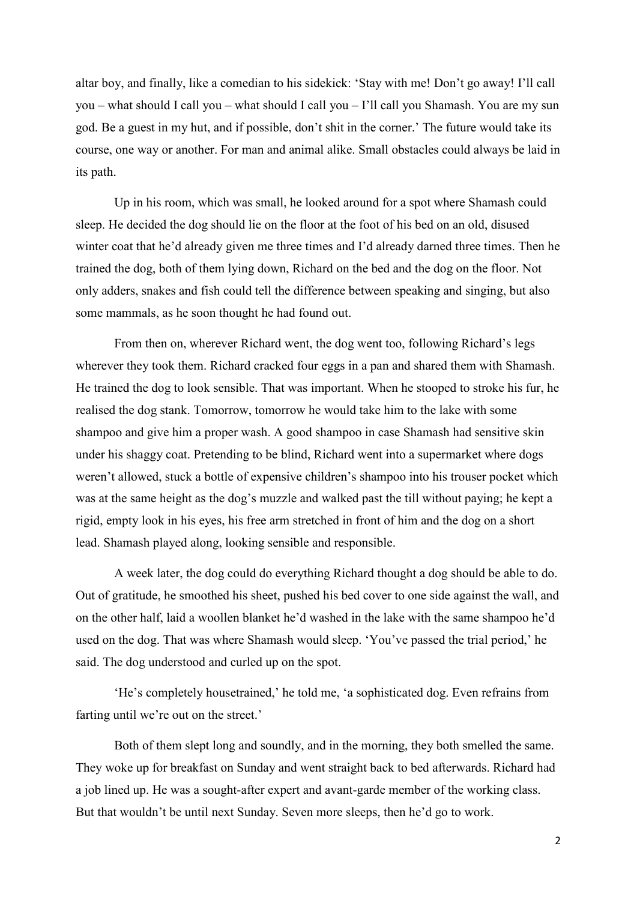altar boy, and finally, like a comedian to his sidekick: 'Stay with me! Don't go away! I'll call you – what should I call you – what should I call you – I'll call you Shamash. You are my sun god. Be a guest in my hut, and if possible, don't shit in the corner.' The future would take its course, one way or another. For man and animal alike. Small obstacles could always be laid in its path.

Up in his room, which was small, he looked around for a spot where Shamash could sleep. He decided the dog should lie on the floor at the foot of his bed on an old, disused winter coat that he'd already given me three times and I'd already darned three times. Then he trained the dog, both of them lying down, Richard on the bed and the dog on the floor. Not only adders, snakes and fish could tell the difference between speaking and singing, but also some mammals, as he soon thought he had found out.

From then on, wherever Richard went, the dog went too, following Richard's legs wherever they took them. Richard cracked four eggs in a pan and shared them with Shamash. He trained the dog to look sensible. That was important. When he stooped to stroke his fur, he realised the dog stank. Tomorrow, tomorrow he would take him to the lake with some shampoo and give him a proper wash. A good shampoo in case Shamash had sensitive skin under his shaggy coat. Pretending to be blind, Richard went into a supermarket where dogs weren't allowed, stuck a bottle of expensive children's shampoo into his trouser pocket which was at the same height as the dog's muzzle and walked past the till without paying; he kept a rigid, empty look in his eyes, his free arm stretched in front of him and the dog on a short lead. Shamash played along, looking sensible and responsible.

A week later, the dog could do everything Richard thought a dog should be able to do. Out of gratitude, he smoothed his sheet, pushed his bed cover to one side against the wall, and on the other half, laid a woollen blanket he'd washed in the lake with the same shampoo he'd used on the dog. That was where Shamash would sleep. 'You've passed the trial period,' he said. The dog understood and curled up on the spot.

'He's completely housetrained,' he told me, 'a sophisticated dog. Even refrains from farting until we're out on the street.'

Both of them slept long and soundly, and in the morning, they both smelled the same. They woke up for breakfast on Sunday and went straight back to bed afterwards. Richard had a job lined up. He was a sought-after expert and avant-garde member of the working class. But that wouldn't be until next Sunday. Seven more sleeps, then he'd go to work.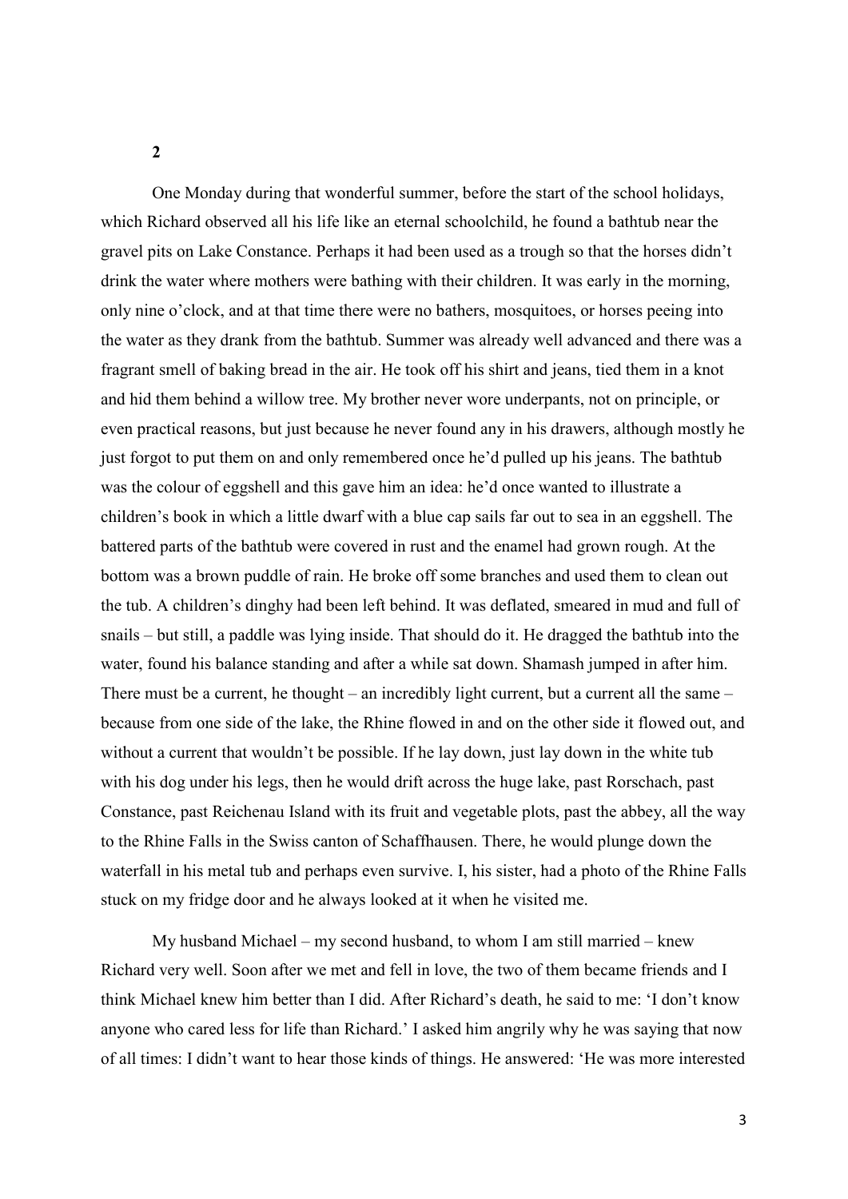**2**

One Monday during that wonderful summer, before the start of the school holidays, which Richard observed all his life like an eternal schoolchild, he found a bathtub near the gravel pits on Lake Constance. Perhaps it had been used as a trough so that the horses didn't drink the water where mothers were bathing with their children. It was early in the morning, only nine o'clock, and at that time there were no bathers, mosquitoes, or horses peeing into the water as they drank from the bathtub. Summer was already well advanced and there was a fragrant smell of baking bread in the air. He took off his shirt and jeans, tied them in a knot and hid them behind a willow tree. My brother never wore underpants, not on principle, or even practical reasons, but just because he never found any in his drawers, although mostly he just forgot to put them on and only remembered once he'd pulled up his jeans. The bathtub was the colour of eggshell and this gave him an idea: he'd once wanted to illustrate a children's book in which a little dwarf with a blue cap sails far out to sea in an eggshell. The battered parts of the bathtub were covered in rust and the enamel had grown rough. At the bottom was a brown puddle of rain. He broke off some branches and used them to clean out the tub. A children's dinghy had been left behind. It was deflated, smeared in mud and full of snails – but still, a paddle was lying inside. That should do it. He dragged the bathtub into the water, found his balance standing and after a while sat down. Shamash jumped in after him. There must be a current, he thought – an incredibly light current, but a current all the same – because from one side of the lake, the Rhine flowed in and on the other side it flowed out, and without a current that wouldn't be possible. If he lay down, just lay down in the white tub with his dog under his legs, then he would drift across the huge lake, past Rorschach, past Constance, past Reichenau Island with its fruit and vegetable plots, past the abbey, all the way to the Rhine Falls in the Swiss canton of Schaffhausen. There, he would plunge down the waterfall in his metal tub and perhaps even survive. I, his sister, had a photo of the Rhine Falls stuck on my fridge door and he always looked at it when he visited me.

My husband Michael – my second husband, to whom I am still married – knew Richard very well. Soon after we met and fell in love, the two of them became friends and I think Michael knew him better than I did. After Richard's death, he said to me: 'I don't know anyone who cared less for life than Richard.' I asked him angrily why he was saying that now of all times: I didn't want to hear those kinds of things. He answered: 'He was more interested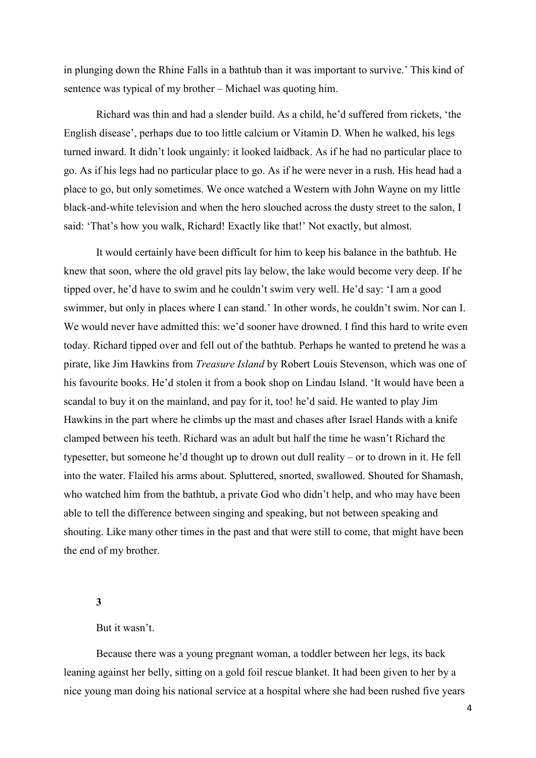in plunging down the Rhine Falls in a bathtub than it was important to survive.' This kind of sentence was typical of my brother – Michael was quoting him.

Richard was thin and had a slender build. As a child, he'd suffered from rickets, 'the English disease', perhaps due to too little calcium or Vitamin D. When he walked, his legs turned inward. It didn't look ungainly: it looked laidback. As if he had no particular place to go. As if his legs had no particular place to go. As if he were never in a rush. His head had a place to go, but only sometimes. We once watched a Western with John Wayne on my little black-and-white television and when the hero slouched across the dusty street to the salon, I said: 'That's how you walk, Richard! Exactly like that!' Not exactly, but almost.

It would certainly have been difficult for him to keep his balance in the bathtub. He knew that soon, where the old gravel pits lay below, the lake would become very deep. If he tipped over, he'd have to swim and he couldn't swim very well. He'd say: 'I am a good swimmer, but only in places where I can stand.' In other words, he couldn't swim. Nor can I. We would never have admitted this: we'd sooner have drowned. I find this hard to write even today. Richard tipped over and fell out of the bathtub. Perhaps he wanted to pretend he was a pirate, like Jim Hawkins from *Treasure Island* by Robert Louis Stevenson, which was one of his favourite books. He'd stolen it from a book shop on Lindau Island. 'It would have been a scandal to buy it on the mainland, and pay for it, too! he'd said. He wanted to play Jim Hawkins in the part where he climbs up the mast and chases after Israel Hands with a knife clamped between his teeth. Richard was an adult but half the time he wasn't Richard the typesetter, but someone he'd thought up to drown out dull reality – or to drown in it. He fell into the water. Flailed his arms about. Spluttered, snorted, swallowed. Shouted for Shamash, who watched him from the bathtub, a private God who didn't help, and who may have been able to tell the difference between singing and speaking, but not between speaking and shouting. Like many other times in the past and that were still to come, that might have been the end of my brother.

**3**

But it wasn't.

Because there was a young pregnant woman, a toddler between her legs, its back leaning against her belly, sitting on a gold foil rescue blanket. It had been given to her by a nice young man doing his national service at a hospital where she had been rushed five years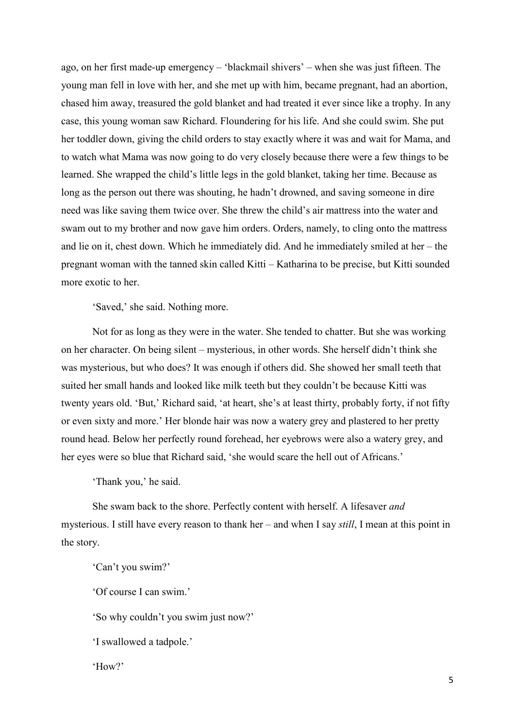ago, on her first made-up emergency – 'blackmail shivers' – when she was just fifteen. The young man fell in love with her, and she met up with him, became pregnant, had an abortion, chased him away, treasured the gold blanket and had treated it ever since like a trophy. In any case, this young woman saw Richard. Floundering for his life. And she could swim. She put her toddler down, giving the child orders to stay exactly where it was and wait for Mama, and to watch what Mama was now going to do very closely because there were a few things to be learned. She wrapped the child's little legs in the gold blanket, taking her time. Because as long as the person out there was shouting, he hadn't drowned, and saving someone in dire need was like saving them twice over. She threw the child's air mattress into the water and swam out to my brother and now gave him orders. Orders, namely, to cling onto the mattress and lie on it, chest down. Which he immediately did. And he immediately smiled at her – the pregnant woman with the tanned skin called Kitti – Katharina to be precise, but Kitti sounded more exotic to her.

'Saved,' she said. Nothing more.

Not for as long as they were in the water. She tended to chatter. But she was working on her character. On being silent – mysterious, in other words. She herself didn't think she was mysterious, but who does? It was enough if others did. She showed her small teeth that suited her small hands and looked like milk teeth but they couldn't be because Kitti was twenty years old. 'But,' Richard said, 'at heart, she's at least thirty, probably forty, if not fifty or even sixty and more.' Her blonde hair was now a watery grey and plastered to her pretty round head. Below her perfectly round forehead, her eyebrows were also a watery grey, and her eyes were so blue that Richard said, 'she would scare the hell out of Africans.'

'Thank you,' he said.

She swam back to the shore. Perfectly content with herself. A lifesaver *and* mysterious. I still have every reason to thank her – and when I say *still*, I mean at this point in the story.

'Can't you swim?'

'Of course I can swim.'

'So why couldn't you swim just now?'

'I swallowed a tadpole.'

'How?'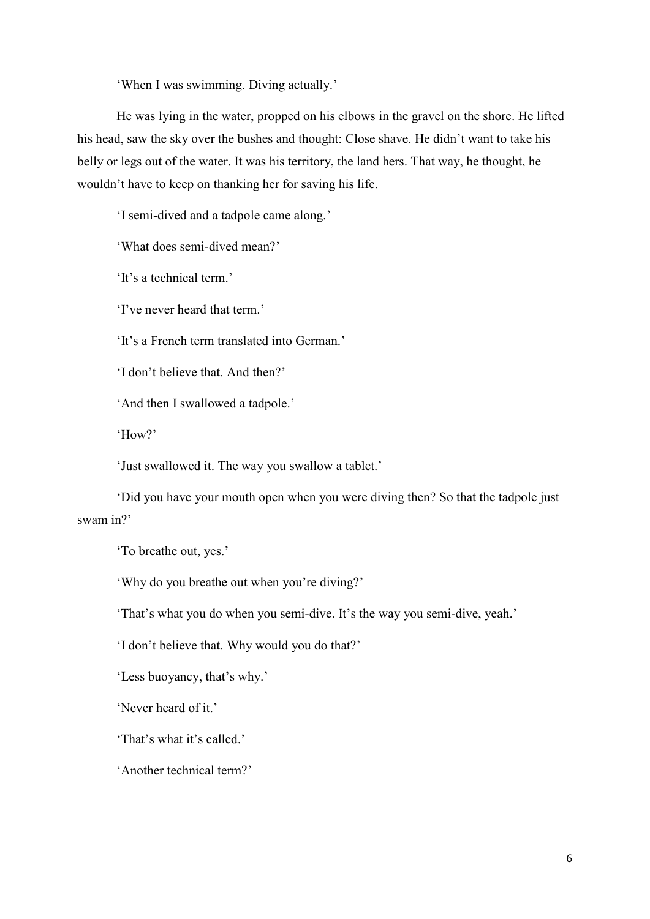'When I was swimming. Diving actually.'

He was lying in the water, propped on his elbows in the gravel on the shore. He lifted his head, saw the sky over the bushes and thought: Close shave. He didn't want to take his belly or legs out of the water. It was his territory, the land hers. That way, he thought, he wouldn't have to keep on thanking her for saving his life.

'I semi-dived and a tadpole came along.'

'What does semi-dived mean?'

'It's a technical term.'

'I've never heard that term.'

'It's a French term translated into German.'

'I don't believe that. And then?'

'And then I swallowed a tadpole.'

'How?'

'Just swallowed it. The way you swallow a tablet.'

'Did you have your mouth open when you were diving then? So that the tadpole just swam in?'

'To breathe out, yes.'

'Why do you breathe out when you're diving?'

'That's what you do when you semi-dive. It's the way you semi-dive, yeah.'

'I don't believe that. Why would you do that?'

'Less buoyancy, that's why.'

'Never heard of it.'

'That's what it's called.'

'Another technical term?'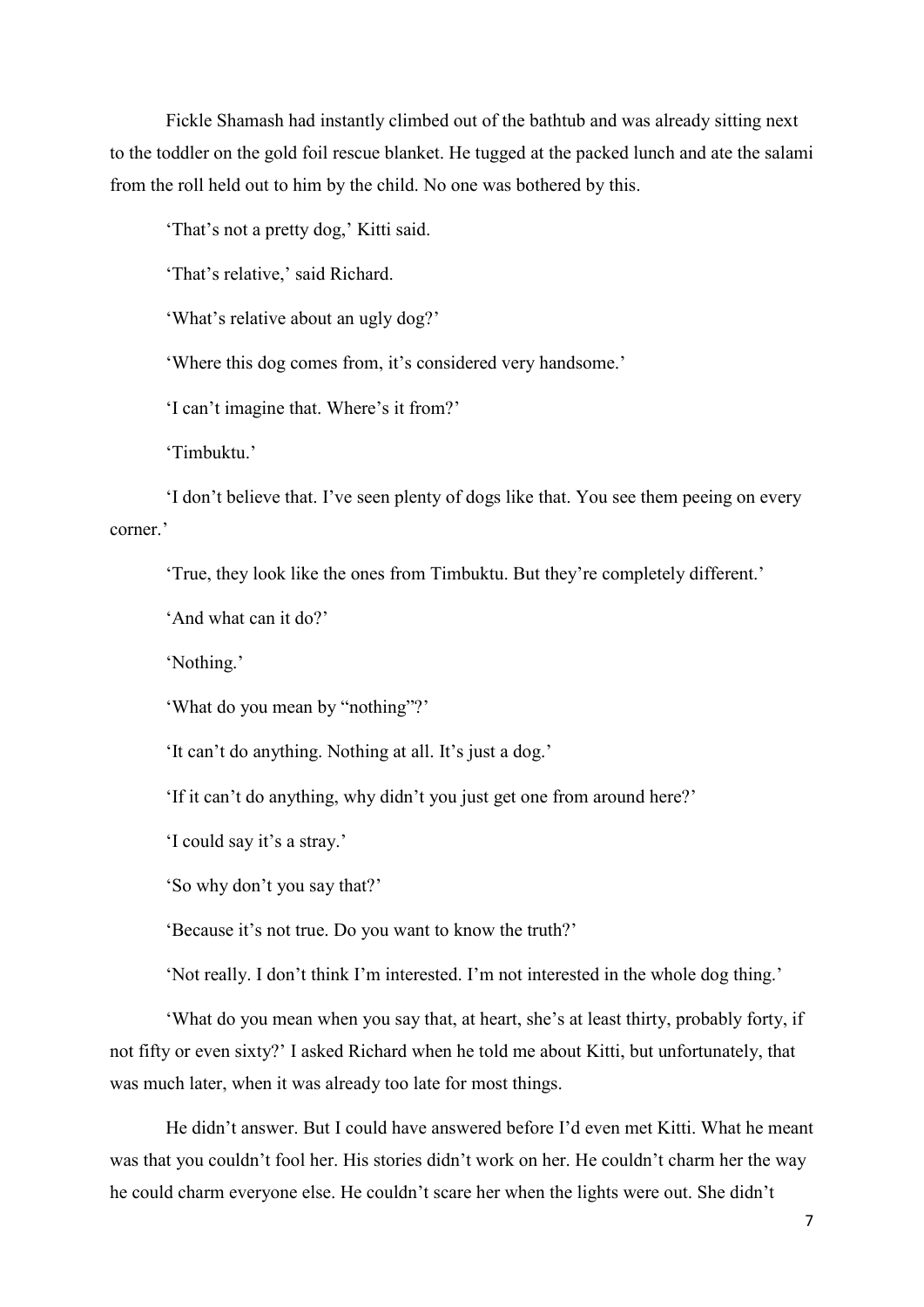Fickle Shamash had instantly climbed out of the bathtub and was already sitting next to the toddler on the gold foil rescue blanket. He tugged at the packed lunch and ate the salami from the roll held out to him by the child. No one was bothered by this.

'That's not a pretty dog,' Kitti said.

'That's relative,' said Richard.

'What's relative about an ugly dog?'

'Where this dog comes from, it's considered very handsome.'

'I can't imagine that. Where's it from?'

'Timbuktu.'

'I don't believe that. I've seen plenty of dogs like that. You see them peeing on every corner.'

'True, they look like the ones from Timbuktu. But they're completely different.'

'And what can it do?'

'Nothing.'

'What do you mean by "nothing"?'

'It can't do anything. Nothing at all. It's just a dog.'

'If it can't do anything, why didn't you just get one from around here?'

'I could say it's a stray.'

'So why don't you say that?'

'Because it's not true. Do you want to know the truth?'

'Not really. I don't think I'm interested. I'm not interested in the whole dog thing.'

'What do you mean when you say that, at heart, she's at least thirty, probably forty, if not fifty or even sixty?' I asked Richard when he told me about Kitti, but unfortunately, that was much later, when it was already too late for most things.

He didn't answer. But I could have answered before I'd even met Kitti. What he meant was that you couldn't fool her. His stories didn't work on her. He couldn't charm her the way he could charm everyone else. He couldn't scare her when the lights were out. She didn't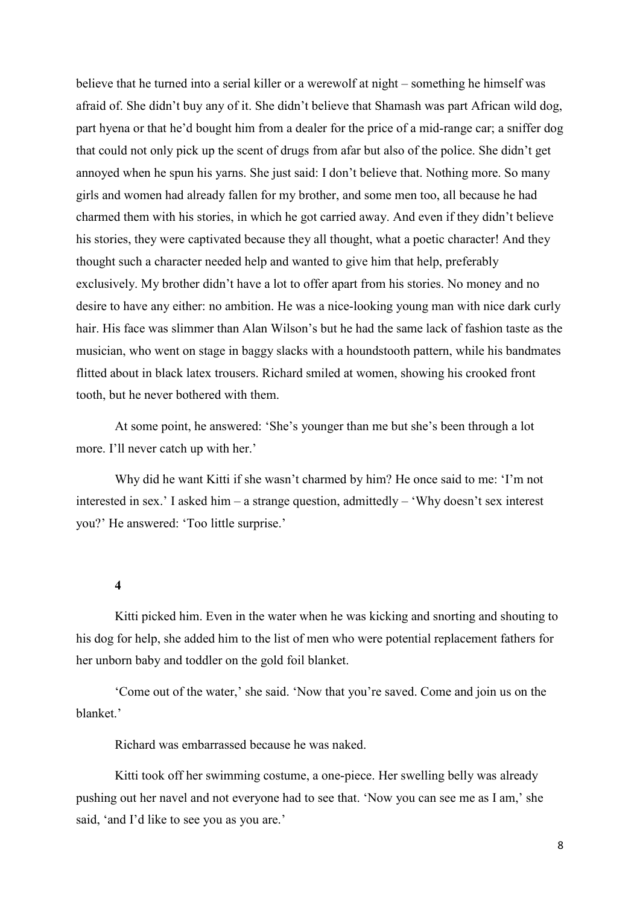believe that he turned into a serial killer or a werewolf at night – something he himself was afraid of. She didn't buy any of it. She didn't believe that Shamash was part African wild dog, part hyena or that he'd bought him from a dealer for the price of a mid-range car; a sniffer dog that could not only pick up the scent of drugs from afar but also of the police. She didn't get annoyed when he spun his yarns. She just said: I don't believe that. Nothing more. So many girls and women had already fallen for my brother, and some men too, all because he had charmed them with his stories, in which he got carried away. And even if they didn't believe his stories, they were captivated because they all thought, what a poetic character! And they thought such a character needed help and wanted to give him that help, preferably exclusively. My brother didn't have a lot to offer apart from his stories. No money and no desire to have any either: no ambition. He was a nice-looking young man with nice dark curly hair. His face was slimmer than Alan Wilson's but he had the same lack of fashion taste as the musician, who went on stage in baggy slacks with a houndstooth pattern, while his bandmates flitted about in black latex trousers. Richard smiled at women, showing his crooked front tooth, but he never bothered with them.

At some point, he answered: 'She's younger than me but she's been through a lot more. I'll never catch up with her.'

Why did he want Kitti if she wasn't charmed by him? He once said to me: 'I'm not interested in sex.' I asked him – a strange question, admittedly – 'Why doesn't sex interest you?' He answered: 'Too little surprise.'

**4**

Kitti picked him. Even in the water when he was kicking and snorting and shouting to his dog for help, she added him to the list of men who were potential replacement fathers for her unborn baby and toddler on the gold foil blanket.

'Come out of the water,' she said. 'Now that you're saved. Come and join us on the blanket.'

Richard was embarrassed because he was naked.

Kitti took off her swimming costume, a one-piece. Her swelling belly was already pushing out her navel and not everyone had to see that. 'Now you can see me as I am,' she said, 'and I'd like to see you as you are.'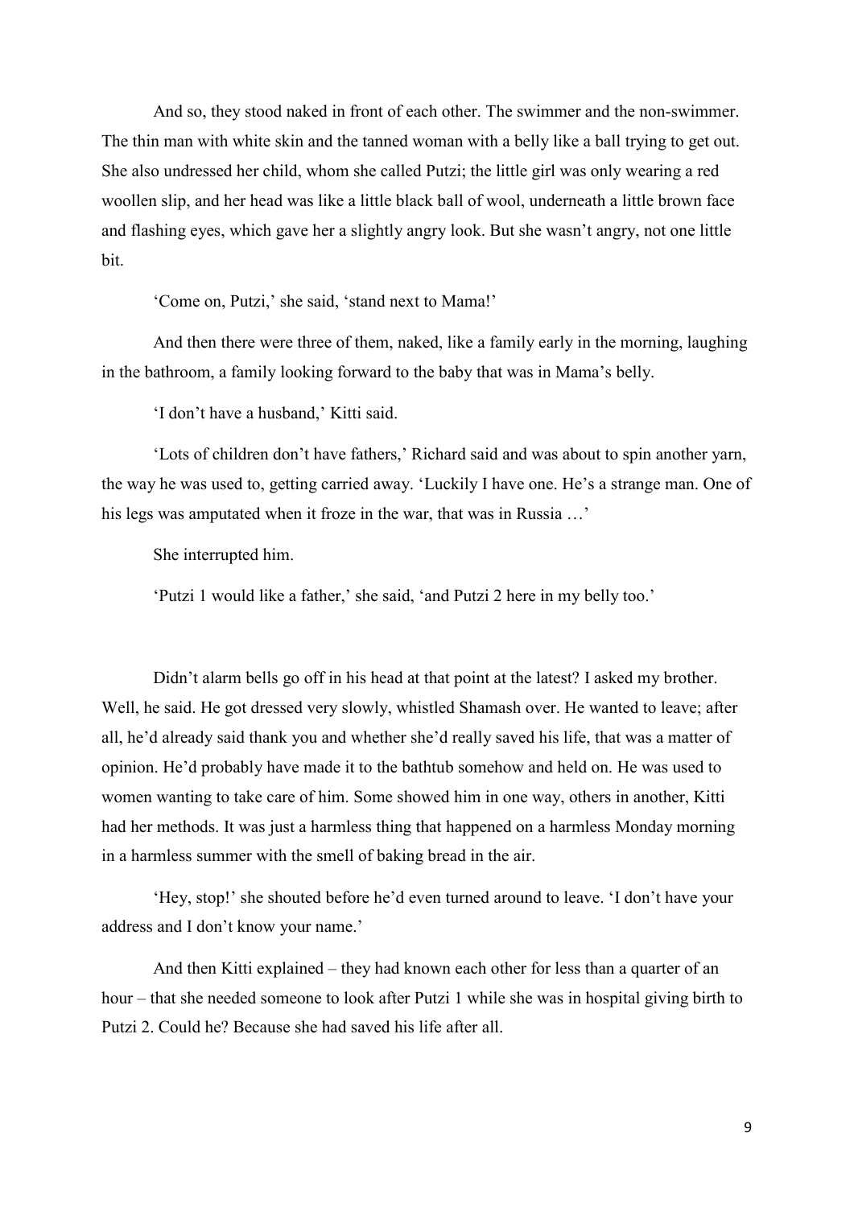And so, they stood naked in front of each other. The swimmer and the non-swimmer. The thin man with white skin and the tanned woman with a belly like a ball trying to get out. She also undressed her child, whom she called Putzi; the little girl was only wearing a red woollen slip, and her head was like a little black ball of wool, underneath a little brown face and flashing eyes, which gave her a slightly angry look. But she wasn't angry, not one little bit.

'Come on, Putzi,' she said, 'stand next to Mama!'

And then there were three of them, naked, like a family early in the morning, laughing in the bathroom, a family looking forward to the baby that was in Mama's belly.

'I don't have a husband,' Kitti said.

'Lots of children don't have fathers,' Richard said and was about to spin another yarn, the way he was used to, getting carried away. 'Luckily I have one. He's a strange man. One of his legs was amputated when it froze in the war, that was in Russia …'

She interrupted him.

'Putzi 1 would like a father,' she said, 'and Putzi 2 here in my belly too.'

Didn't alarm bells go off in his head at that point at the latest? I asked my brother. Well, he said. He got dressed very slowly, whistled Shamash over. He wanted to leave; after all, he'd already said thank you and whether she'd really saved his life, that was a matter of opinion. He'd probably have made it to the bathtub somehow and held on. He was used to women wanting to take care of him. Some showed him in one way, others in another, Kitti had her methods. It was just a harmless thing that happened on a harmless Monday morning in a harmless summer with the smell of baking bread in the air.

'Hey, stop!' she shouted before he'd even turned around to leave. 'I don't have your address and I don't know your name.'

And then Kitti explained – they had known each other for less than a quarter of an hour – that she needed someone to look after Putzi 1 while she was in hospital giving birth to Putzi 2. Could he? Because she had saved his life after all.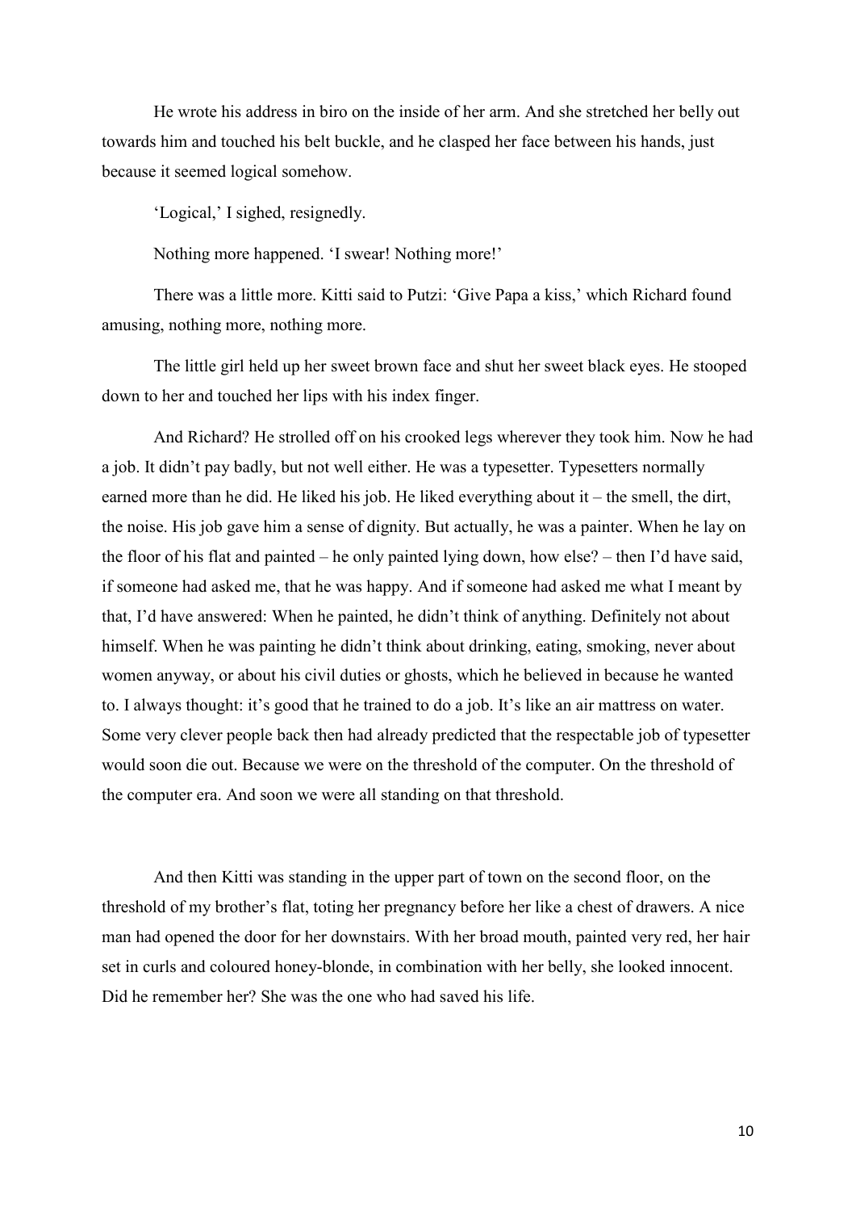He wrote his address in biro on the inside of her arm. And she stretched her belly out towards him and touched his belt buckle, and he clasped her face between his hands, just because it seemed logical somehow.

'Logical,' I sighed, resignedly.

Nothing more happened. 'I swear! Nothing more!'

There was a little more. Kitti said to Putzi: 'Give Papa a kiss,' which Richard found amusing, nothing more, nothing more.

The little girl held up her sweet brown face and shut her sweet black eyes. He stooped down to her and touched her lips with his index finger.

And Richard? He strolled off on his crooked legs wherever they took him. Now he had a job. It didn't pay badly, but not well either. He was a typesetter. Typesetters normally earned more than he did. He liked his job. He liked everything about it – the smell, the dirt, the noise. His job gave him a sense of dignity. But actually, he was a painter. When he lay on the floor of his flat and painted – he only painted lying down, how else? – then I'd have said, if someone had asked me, that he was happy. And if someone had asked me what I meant by that, I'd have answered: When he painted, he didn't think of anything. Definitely not about himself. When he was painting he didn't think about drinking, eating, smoking, never about women anyway, or about his civil duties or ghosts, which he believed in because he wanted to. I always thought: it's good that he trained to do a job. It's like an air mattress on water. Some very clever people back then had already predicted that the respectable job of typesetter would soon die out. Because we were on the threshold of the computer. On the threshold of the computer era. And soon we were all standing on that threshold.

And then Kitti was standing in the upper part of town on the second floor, on the threshold of my brother's flat, toting her pregnancy before her like a chest of drawers. A nice man had opened the door for her downstairs. With her broad mouth, painted very red, her hair set in curls and coloured honey-blonde, in combination with her belly, she looked innocent. Did he remember her? She was the one who had saved his life.